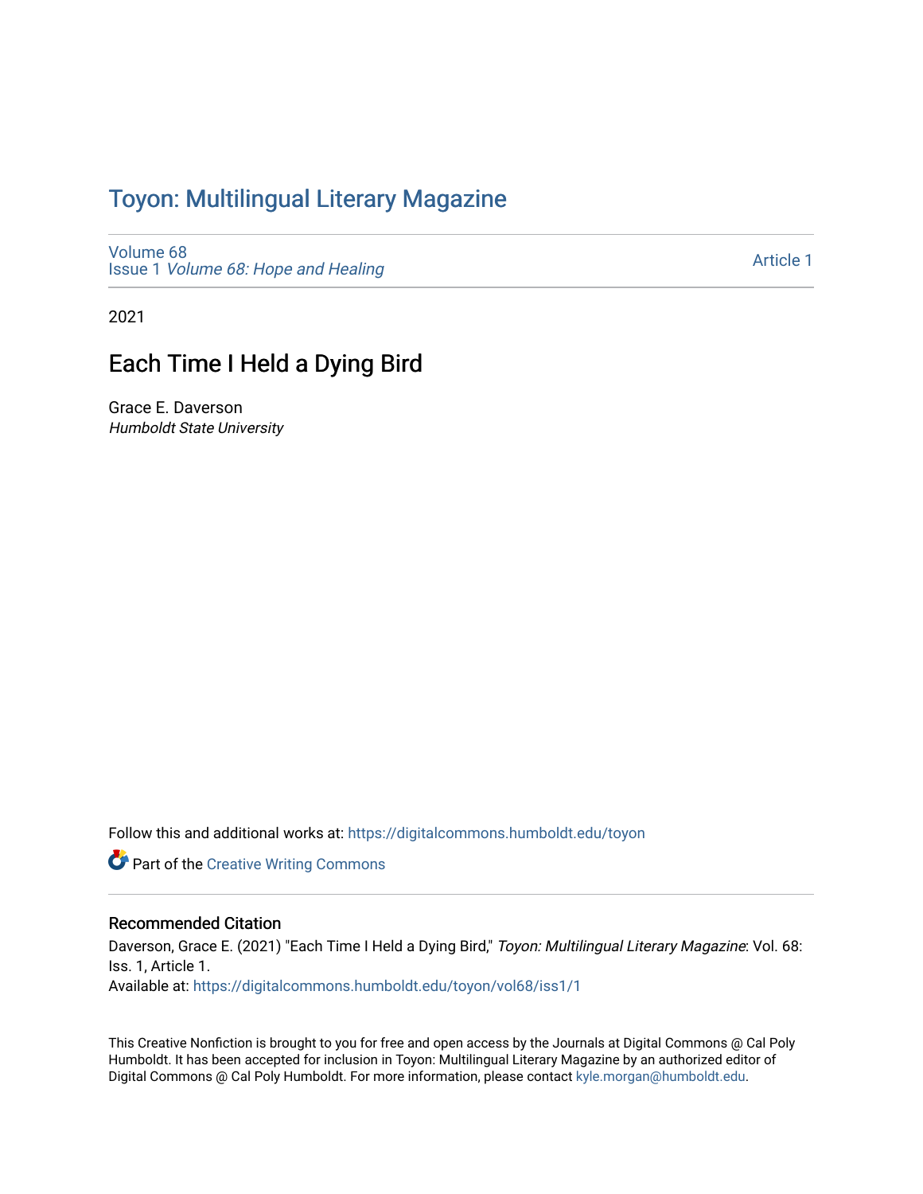# Toyon: Multilingual Literary Magazine

Volume 68
Issue 1 *Volume 68: Hope and Healing*

Article 1

2021

## Each Time I Held a Dying Bird

Grace E. Daverson
*Humboldt State University*

Follow this and additional works at: https://digitalcommons.humboldt.edu/toyon

Part of the Creative Writing Commons

### Recommended Citation

Daverson, Grace E. (2021) "Each Time I Held a Dying Bird," *Toyon: Multilingual Literary Magazine*: Vol. 68: Iss. 1, Article 1.
Available at: https://digitalcommons.humboldt.edu/toyon/vol68/iss1/1

This Creative Nonfiction is brought to you for free and open access by the Journals at Digital Commons @ Cal Poly Humboldt. It has been accepted for inclusion in Toyon: Multilingual Literary Magazine by an authorized editor of Digital Commons @ Cal Poly Humboldt. For more information, please contact kyle.morgan@humboldt.edu.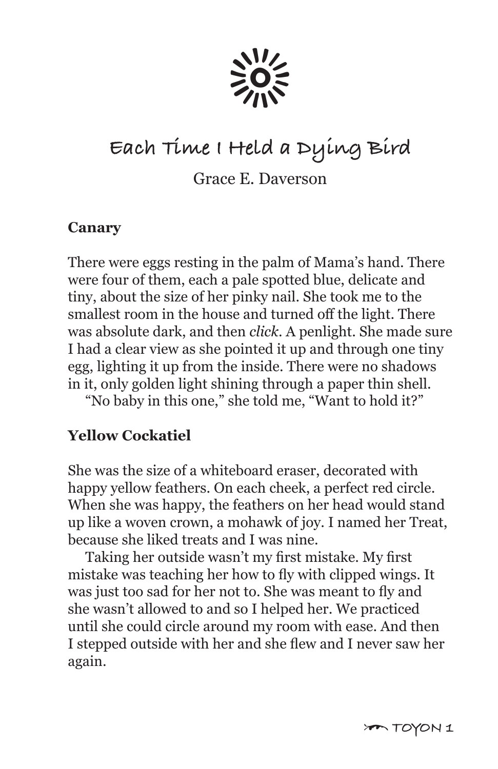# Each Time I Held a Dying Bird

Grace E. Daverson

**Canary**

There were eggs resting in the palm of Mama's hand. There were four of them, each a pale spotted blue, delicate and tiny, about the size of her pinky nail. She took me to the smallest room in the house and turned off the light. There was absolute dark, and then *click*. A penlight. She made sure I had a clear view as she pointed it up and through one tiny egg, lighting it up from the inside. There were no shadows in it, only golden light shining through a paper thin shell.

"No baby in this one," she told me, "Want to hold it?"

**Yellow Cockatiel**

She was the size of a whiteboard eraser, decorated with happy yellow feathers. On each cheek, a perfect red circle. When she was happy, the feathers on her head would stand up like a woven crown, a mohawk of joy. I named her Treat, because she liked treats and I was nine.

Taking her outside wasn't my first mistake. My first mistake was teaching her how to fly with clipped wings. It was just too sad for her not to. She was meant to fly and she wasn't allowed to and so I helped her. We practiced until she could circle around my room with ease. And then I stepped outside with her and she flew and I never saw her again.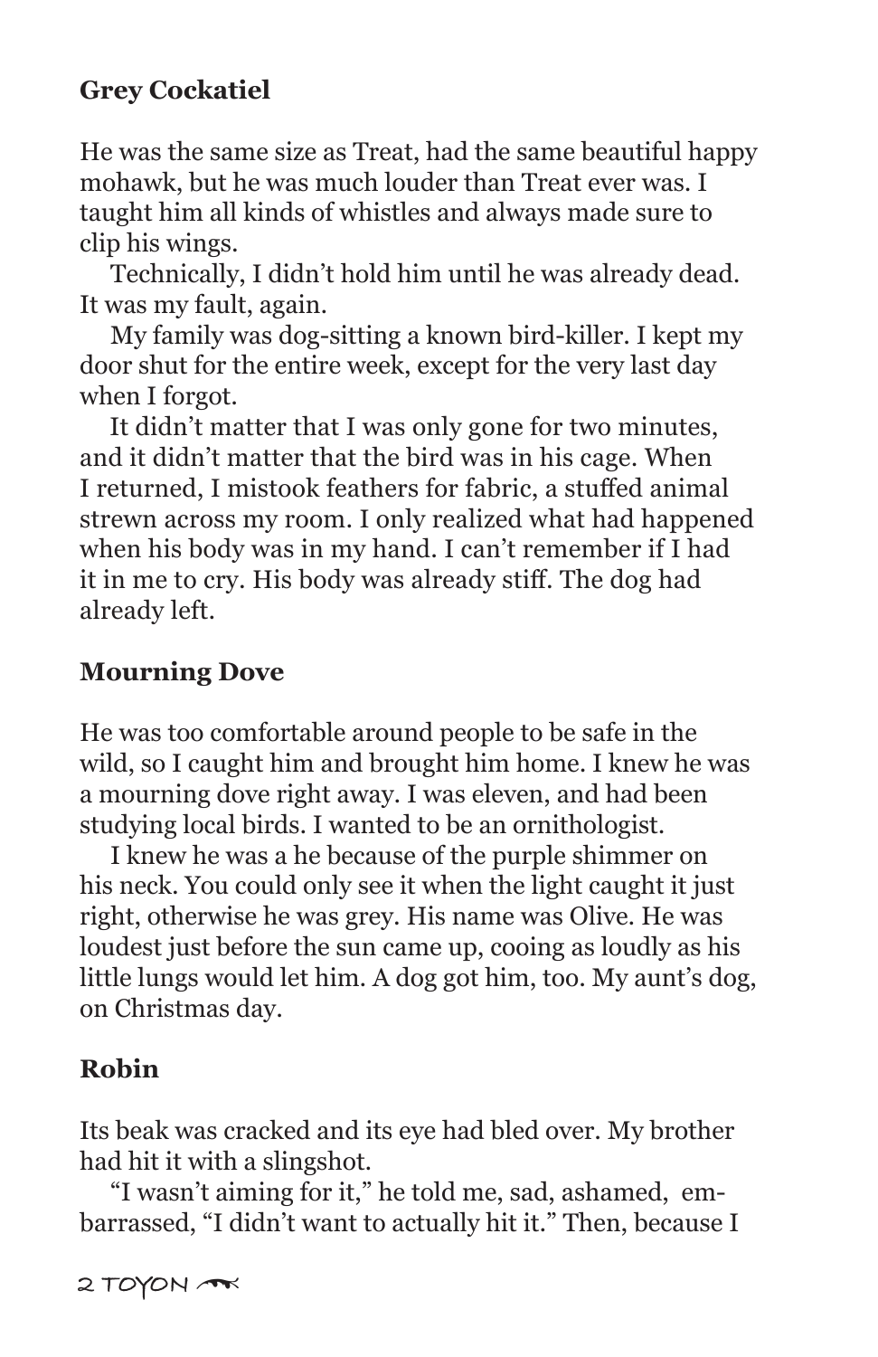### Grey Cockatiel

He was the same size as Treat, had the same beautiful happy mohawk, but he was much louder than Treat ever was. I taught him all kinds of whistles and always made sure to clip his wings.

Technically, I didn't hold him until he was already dead. It was my fault, again.

My family was dog-sitting a known bird-killer. I kept my door shut for the entire week, except for the very last day when I forgot.

It didn't matter that I was only gone for two minutes, and it didn't matter that the bird was in his cage. When I returned, I mistook feathers for fabric, a stuffed animal strewn across my room. I only realized what had happened when his body was in my hand. I can't remember if I had it in me to cry. His body was already stiff. The dog had already left.

### Mourning Dove

He was too comfortable around people to be safe in the wild, so I caught him and brought him home. I knew he was a mourning dove right away. I was eleven, and had been studying local birds. I wanted to be an ornithologist.

I knew he was a he because of the purple shimmer on his neck. You could only see it when the light caught it just right, otherwise he was grey. His name was Olive. He was loudest just before the sun came up, cooing as loudly as his little lungs would let him. A dog got him, too. My aunt's dog, on Christmas day.

### Robin

Its beak was cracked and its eye had bled over. My brother had hit it with a slingshot.

"I wasn't aiming for it," he told me, sad, ashamed, embarrassed, "I didn't want to actually hit it." Then, because I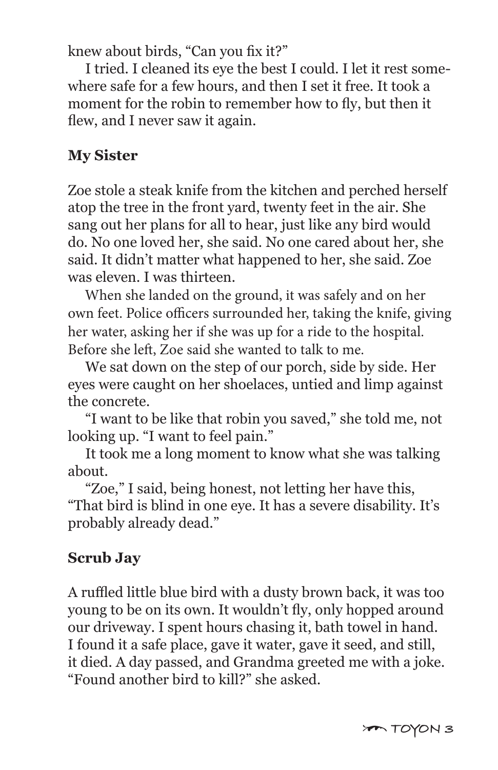knew about birds, "Can you fix it?"

I tried. I cleaned its eye the best I could. I let it rest somewhere safe for a few hours, and then I set it free. It took a moment for the robin to remember how to fly, but then it flew, and I never saw it again.

**My Sister**

Zoe stole a steak knife from the kitchen and perched herself atop the tree in the front yard, twenty feet in the air. She sang out her plans for all to hear, just like any bird would do. No one loved her, she said. No one cared about her, she said. It didn't matter what happened to her, she said. Zoe was eleven. I was thirteen.

When she landed on the ground, it was safely and on her own feet. Police officers surrounded her, taking the knife, giving her water, asking her if she was up for a ride to the hospital. Before she left, Zoe said she wanted to talk to me.

We sat down on the step of our porch, side by side. Her eyes were caught on her shoelaces, untied and limp against the concrete.

"I want to be like that robin you saved," she told me, not looking up. "I want to feel pain."

It took me a long moment to know what she was talking about.

"Zoe," I said, being honest, not letting her have this, "That bird is blind in one eye. It has a severe disability. It's probably already dead."

**Scrub Jay**

A ruffled little blue bird with a dusty brown back, it was too young to be on its own. It wouldn't fly, only hopped around our driveway. I spent hours chasing it, bath towel in hand. I found it a safe place, gave it water, gave it seed, and still, it died. A day passed, and Grandma greeted me with a joke. "Found another bird to kill?" she asked.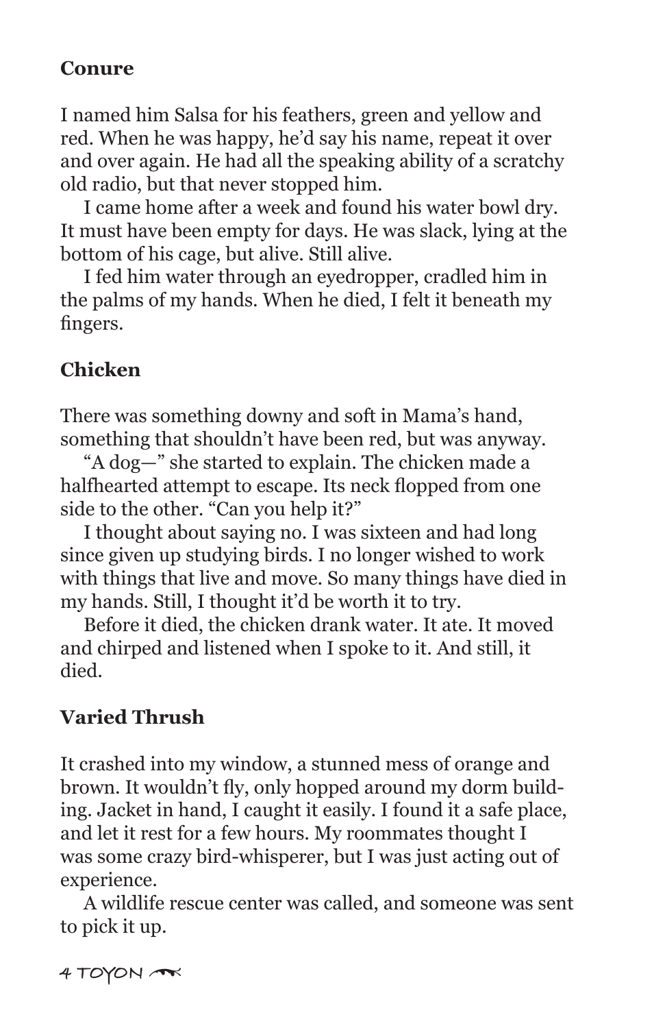**Conure**

I named him Salsa for his feathers, green and yellow and red. When he was happy, he'd say his name, repeat it over and over again. He had all the speaking ability of a scratchy old radio, but that never stopped him.

I came home after a week and found his water bowl dry. It must have been empty for days. He was slack, lying at the bottom of his cage, but alive. Still alive.

I fed him water through an eyedropper, cradled him in the palms of my hands. When he died, I felt it beneath my fingers.

**Chicken**

There was something downy and soft in Mama's hand, something that shouldn't have been red, but was anyway.

"A dog—" she started to explain. The chicken made a halfhearted attempt to escape. Its neck flopped from one side to the other. "Can you help it?"

I thought about saying no. I was sixteen and had long since given up studying birds. I no longer wished to work with things that live and move. So many things have died in my hands. Still, I thought it'd be worth it to try.

Before it died, the chicken drank water. It ate. It moved and chirped and listened when I spoke to it. And still, it died.

**Varied Thrush**

It crashed into my window, a stunned mess of orange and brown. It wouldn't fly, only hopped around my dorm building. Jacket in hand, I caught it easily. I found it a safe place, and let it rest for a few hours. My roommates thought I was some crazy bird-whisperer, but I was just acting out of experience.

A wildlife rescue center was called, and someone was sent to pick it up.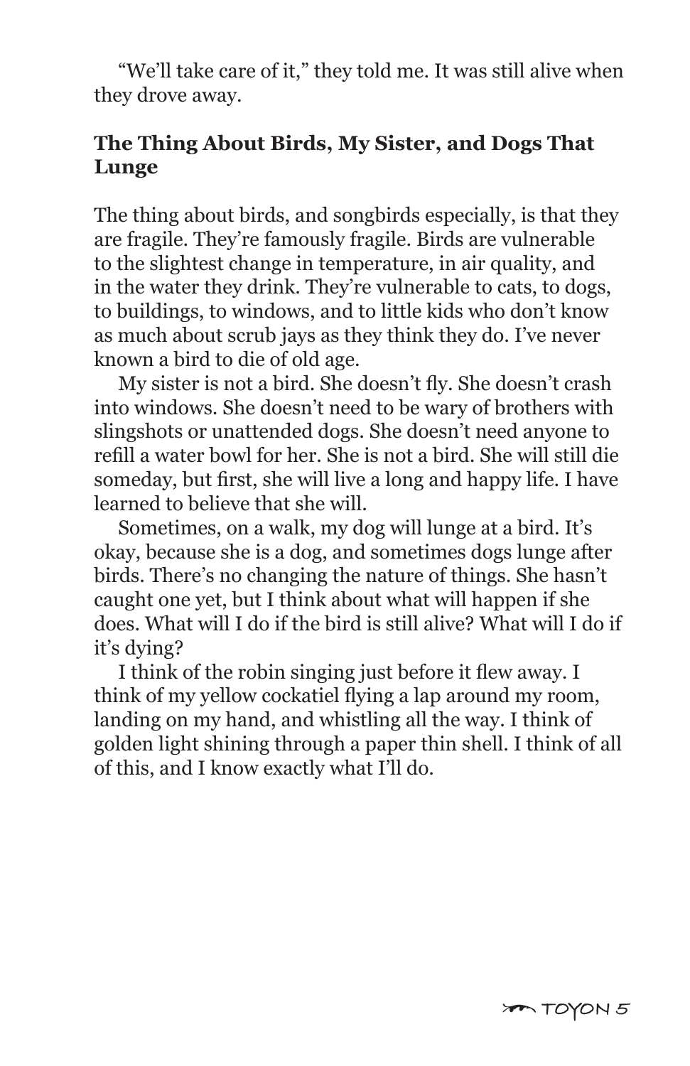"We'll take care of it," they told me. It was still alive when they drove away.

## The Thing About Birds, My Sister, and Dogs That Lunge

The thing about birds, and songbirds especially, is that they are fragile. They're famously fragile. Birds are vulnerable to the slightest change in temperature, in air quality, and in the water they drink. They're vulnerable to cats, to dogs, to buildings, to windows, and to little kids who don't know as much about scrub jays as they think they do. I've never known a bird to die of old age.

My sister is not a bird. She doesn't fly. She doesn't crash into windows. She doesn't need to be wary of brothers with slingshots or unattended dogs. She doesn't need anyone to refill a water bowl for her. She is not a bird. She will still die someday, but first, she will live a long and happy life. I have learned to believe that she will.

Sometimes, on a walk, my dog will lunge at a bird. It's okay, because she is a dog, and sometimes dogs lunge after birds. There's no changing the nature of things. She hasn't caught one yet, but I think about what will happen if she does. What will I do if the bird is still alive? What will I do if it's dying?

I think of the robin singing just before it flew away. I think of my yellow cockatiel flying a lap around my room, landing on my hand, and whistling all the way. I think of golden light shining through a paper thin shell. I think of all of this, and I know exactly what I'll do.